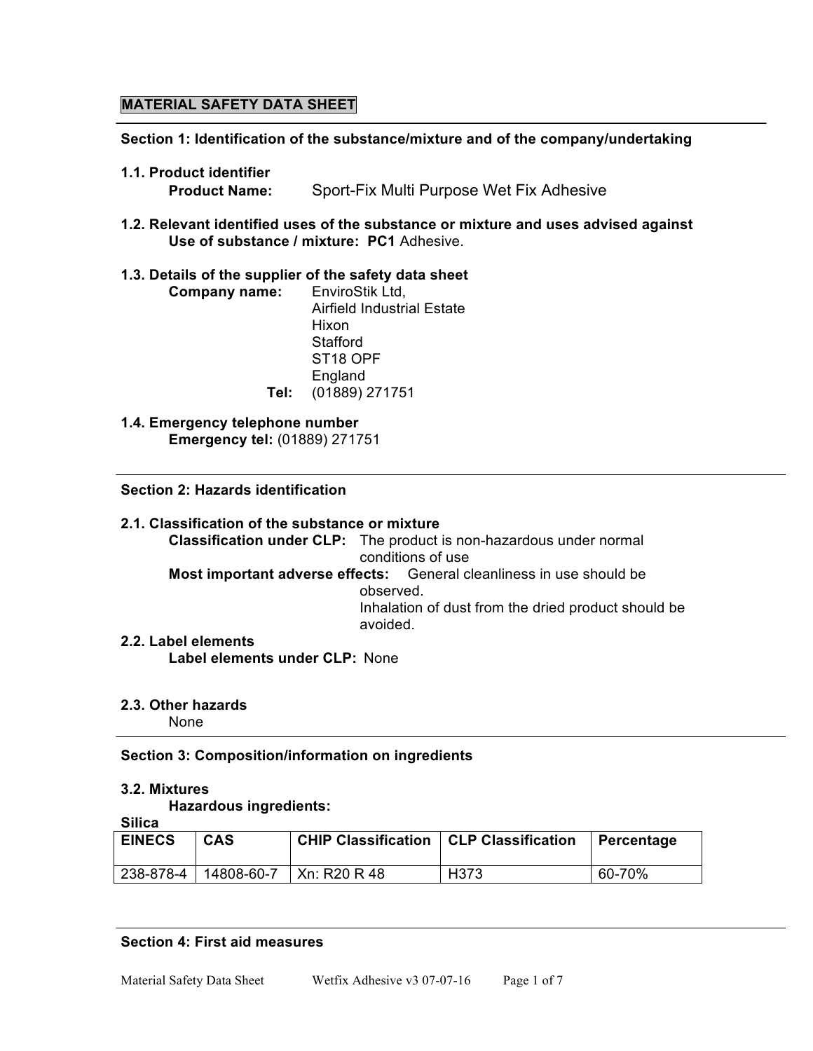# MATERIAL SAFETY DATA SHEET

## Section 1: Identification of the substance/mixture and of the company/undertaking

### 1.1. Product identifier

**Product Name:** Sport-Fix Multi Purpose Wet Fix Adhesive

### 1.2. Relevant identified uses of the substance or mixture and uses advised against

**Use of substance / mixture:** **PC1** Adhesive.

### 1.3. Details of the supplier of the safety data sheet

**Company name:** EnviroStik Ltd,
Airfield Industrial Estate
Hixon
Stafford
ST18 OPF
England

**Tel:** (01889) 271751

### 1.4. Emergency telephone number

**Emergency tel:** (01889) 271751

## Section 2: Hazards identification

### 2.1. Classification of the substance or mixture

**Classification under CLP:** The product is non-hazardous under normal conditions of use

**Most important adverse effects:** General cleanliness in use should be observed.
Inhalation of dust from the dried product should be avoided.

### 2.2. Label elements

**Label elements under CLP:** None

### 2.3. Other hazards

None

## Section 3: Composition/information on ingredients

### 3.2. Mixtures

**Hazardous ingredients:**

**Silica**

| EINECS | CAS | CHIP Classification | CLP Classification | Percentage |
|---|---|---|---|---|
| 238-878-4 | 14808-60-7 | Xn: R20 R 48 | H373 | 60-70% |

## Section 4: First aid measures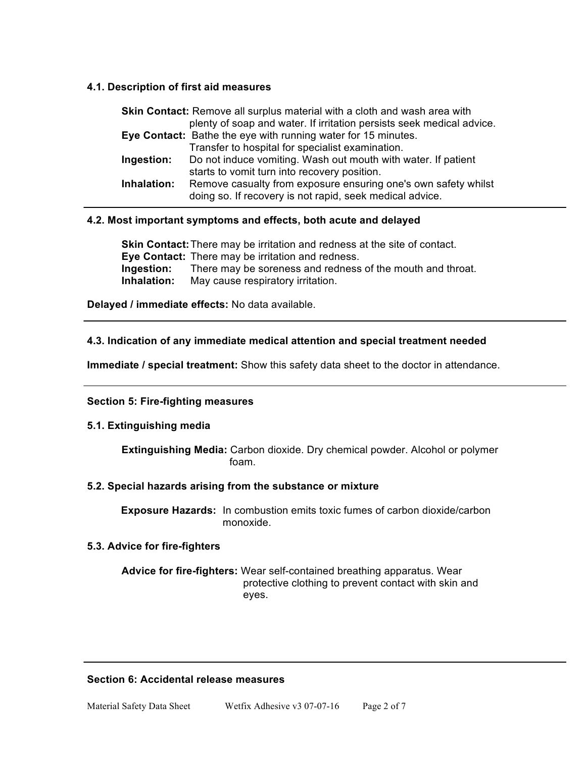### 4.1. Description of first aid measures

**Skin Contact:** Remove all surplus material with a cloth and wash area with plenty of soap and water. If irritation persists seek medical advice.

**Eye Contact:** Bathe the eye with running water for 15 minutes. Transfer to hospital for specialist examination.

**Ingestion:** Do not induce vomiting. Wash out mouth with water. If patient starts to vomit turn into recovery position.

**Inhalation:** Remove casualty from exposure ensuring one's own safety whilst doing so. If recovery is not rapid, seek medical advice.

### 4.2. Most important symptoms and effects, both acute and delayed

**Skin Contact:** There may be irritation and redness at the site of contact.

**Eye Contact:** There may be irritation and redness.

**Ingestion:** There may be soreness and redness of the mouth and throat.

**Inhalation:** May cause respiratory irritation.

**Delayed / immediate effects:** No data available.

### 4.3. Indication of any immediate medical attention and special treatment needed

**Immediate / special treatment:** Show this safety data sheet to the doctor in attendance.

## Section 5: Fire-fighting measures

### 5.1. Extinguishing media

**Extinguishing Media:** Carbon dioxide. Dry chemical powder. Alcohol or polymer foam.

### 5.2. Special hazards arising from the substance or mixture

**Exposure Hazards:** In combustion emits toxic fumes of carbon dioxide/carbon monoxide.

### 5.3. Advice for fire-fighters

**Advice for fire-fighters:** Wear self-contained breathing apparatus. Wear protective clothing to prevent contact with skin and eyes.

## Section 6: Accidental release measures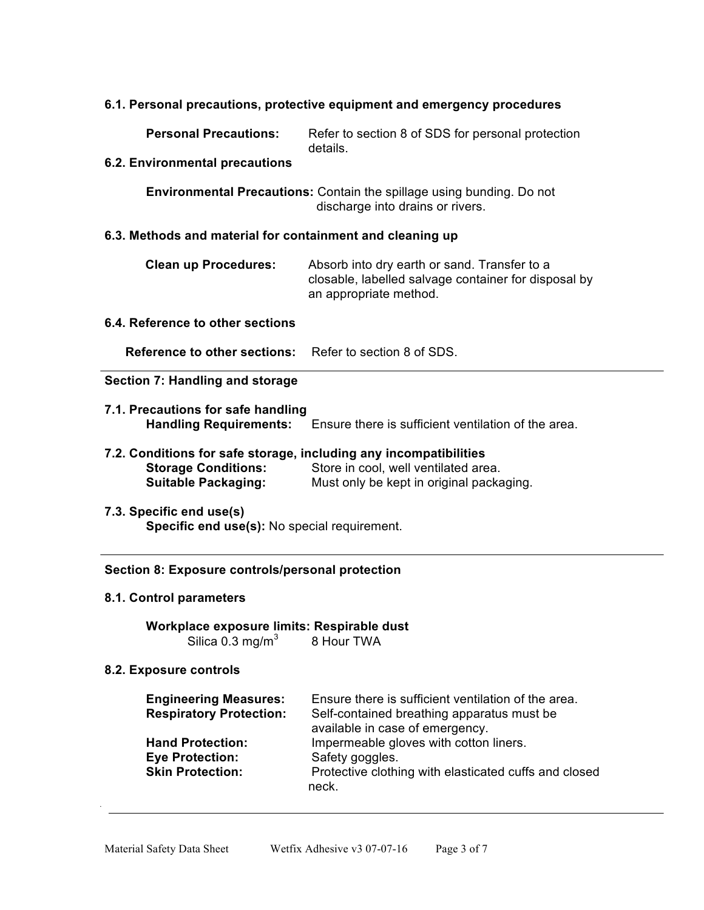### 6.1. Personal precautions, protective equipment and emergency procedures

**Personal Precautions:** Refer to section 8 of SDS for personal protection details.

### 6.2. Environmental precautions

**Environmental Precautions:** Contain the spillage using bunding. Do not discharge into drains or rivers.

### 6.3. Methods and material for containment and cleaning up

**Clean up Procedures:** Absorb into dry earth or sand. Transfer to a closable, labelled salvage container for disposal by an appropriate method.

### 6.4. Reference to other sections

**Reference to other sections:** Refer to section 8 of SDS.

---

## Section 7: Handling and storage

### 7.1. Precautions for safe handling

**Handling Requirements:** Ensure there is sufficient ventilation of the area.

### 7.2. Conditions for safe storage, including any incompatibilities

**Storage Conditions:** Store in cool, well ventilated area.
**Suitable Packaging:** Must only be kept in original packaging.

### 7.3. Specific end use(s)

**Specific end use(s):** No special requirement.

---

## Section 8: Exposure controls/personal protection

### 8.1. Control parameters

**Workplace exposure limits: Respirable dust**

Silica 0.3 mg/m$^3$ 8 Hour TWA

### 8.2. Exposure controls

**Engineering Measures:** Ensure there is sufficient ventilation of the area.
**Respiratory Protection:** Self-contained breathing apparatus must be available in case of emergency.
**Hand Protection:** Impermeable gloves with cotton liners.
**Eye Protection:** Safety goggles.
**Skin Protection:** Protective clothing with elasticated cuffs and closed neck.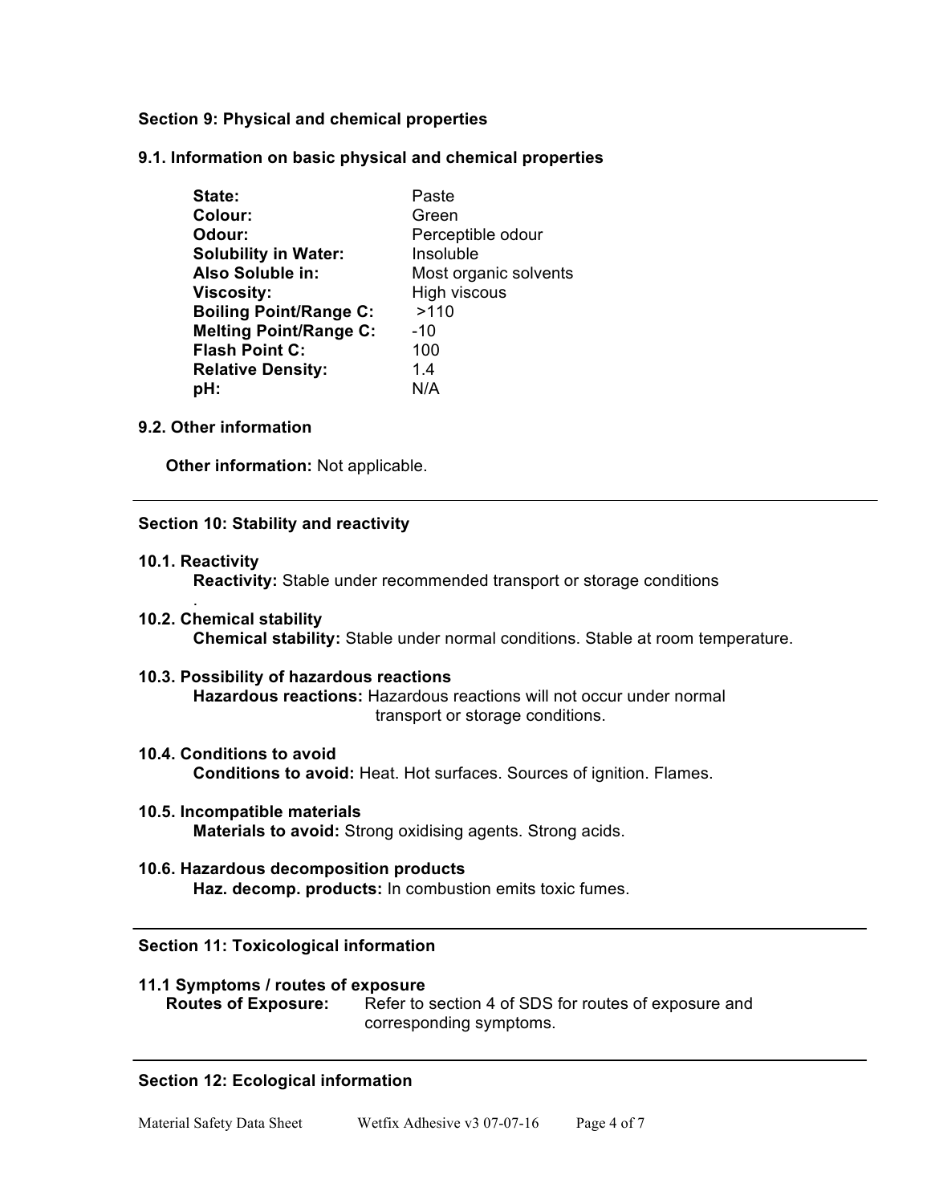**Section 9: Physical and chemical properties**

**9.1. Information on basic physical and chemical properties**

| | |
|---|---|
| **State:** | Paste |
| **Colour:** | Green |
| **Odour:** | Perceptible odour |
| **Solubility in Water:** | Insoluble |
| **Also Soluble in:** | Most organic solvents |
| **Viscosity:** | High viscous |
| **Boiling Point/Range C:** | >110 |
| **Melting Point/Range C:** | -10 |
| **Flash Point C:** | 100 |
| **Relative Density:** | 1.4 |
| **pH:** | N/A |

**9.2. Other information**

**Other information:** Not applicable.

---

**Section 10: Stability and reactivity**

**10.1. Reactivity**

**Reactivity:** Stable under recommended transport or storage conditions
.

**10.2. Chemical stability**

**Chemical stability:** Stable under normal conditions. Stable at room temperature.

**10.3. Possibility of hazardous reactions**

**Hazardous reactions:** Hazardous reactions will not occur under normal transport or storage conditions.

**10.4. Conditions to avoid**

**Conditions to avoid:** Heat. Hot surfaces. Sources of ignition. Flames.

**10.5. Incompatible materials**

**Materials to avoid:** Strong oxidising agents. Strong acids.

**10.6. Hazardous decomposition products**

**Haz. decomp. products:** In combustion emits toxic fumes.

---

**Section 11: Toxicological information**

**11.1 Symptoms / routes of exposure**

**Routes of Exposure:** Refer to section 4 of SDS for routes of exposure and corresponding symptoms.

---

**Section 12: Ecological information**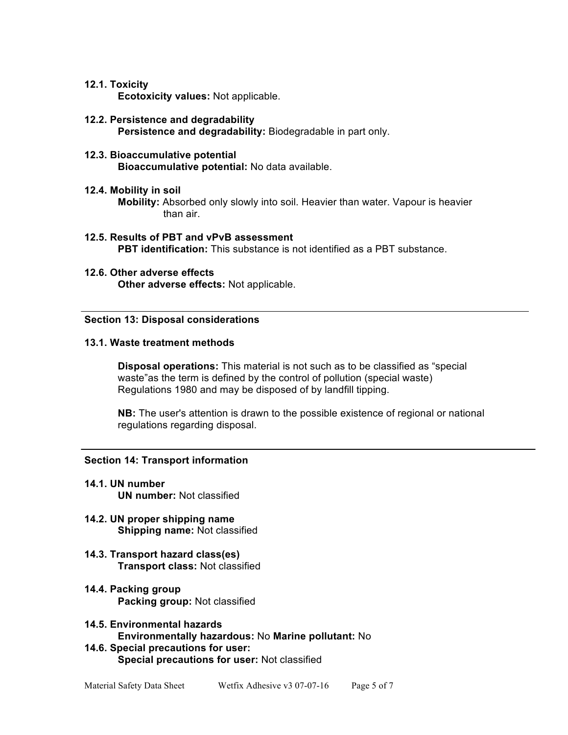**12.1. Toxicity**

**Ecotoxicity values:** Not applicable.

**12.2. Persistence and degradability**

**Persistence and degradability:** Biodegradable in part only.

**12.3. Bioaccumulative potential**

**Bioaccumulative potential:** No data available.

**12.4. Mobility in soil**

**Mobility:** Absorbed only slowly into soil. Heavier than water. Vapour is heavier than air.

**12.5. Results of PBT and vPvB assessment**

**PBT identification:** This substance is not identified as a PBT substance.

**12.6. Other adverse effects**

**Other adverse effects:** Not applicable.

---

## Section 13: Disposal considerations

**13.1. Waste treatment methods**

**Disposal operations:** This material is not such as to be classified as “special waste”as the term is defined by the control of pollution (special waste) Regulations 1980 and may be disposed of by landfill tipping.

**NB:** The user's attention is drawn to the possible existence of regional or national regulations regarding disposal.

---

## Section 14: Transport information

**14.1. UN number**

**UN number:** Not classified

**14.2. UN proper shipping name**

**Shipping name:** Not classified

**14.3. Transport hazard class(es)**

**Transport class:** Not classified

**14.4. Packing group**

**Packing group:** Not classified

**14.5. Environmental hazards**

**Environmentally hazardous:** No **Marine pollutant:** No

**14.6. Special precautions for user:**

**Special precautions for user:** Not classified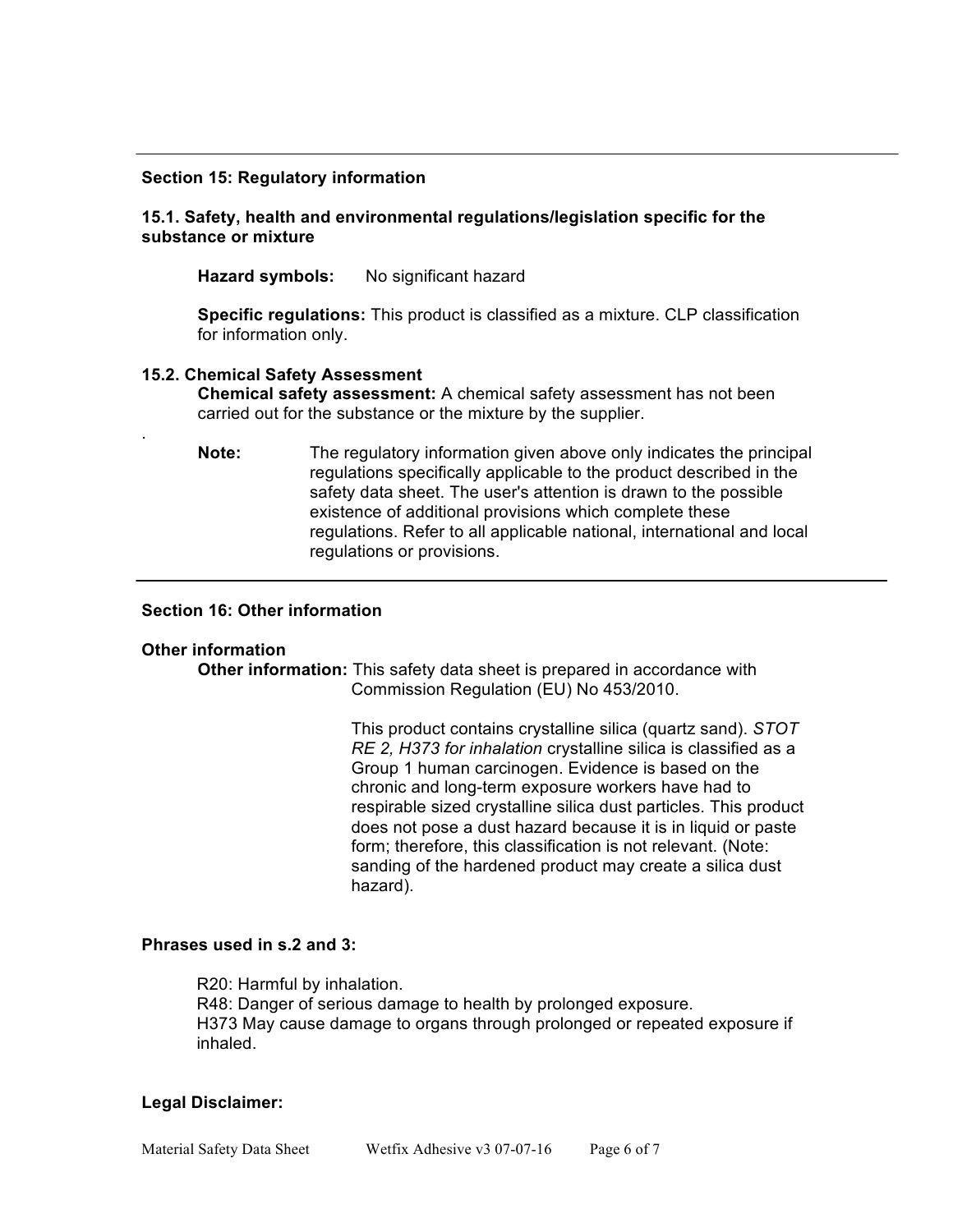## Section 15: Regulatory information

### 15.1. Safety, health and environmental regulations/legislation specific for the substance or mixture

**Hazard symbols:** No significant hazard

**Specific regulations:** This product is classified as a mixture. CLP classification for information only.

### 15.2. Chemical Safety Assessment

**Chemical safety assessment:** A chemical safety assessment has not been carried out for the substance or the mixture by the supplier.

.

**Note:** The regulatory information given above only indicates the principal regulations specifically applicable to the product described in the safety data sheet. The user's attention is drawn to the possible existence of additional provisions which complete these regulations. Refer to all applicable national, international and local regulations or provisions.

## Section 16: Other information

### Other information

**Other information:** This safety data sheet is prepared in accordance with Commission Regulation (EU) No 453/2010.

This product contains crystalline silica (quartz sand). *STOT RE 2, H373 for inhalation* crystalline silica is classified as a Group 1 human carcinogen. Evidence is based on the chronic and long-term exposure workers have had to respirable sized crystalline silica dust particles. This product does not pose a dust hazard because it is in liquid or paste form; therefore, this classification is not relevant. (Note: sanding of the hardened product may create a silica dust hazard).

### Phrases used in s.2 and 3:

R20: Harmful by inhalation.
R48: Danger of serious damage to health by prolonged exposure.
H373 May cause damage to organs through prolonged or repeated exposure if inhaled.

### Legal Disclaimer: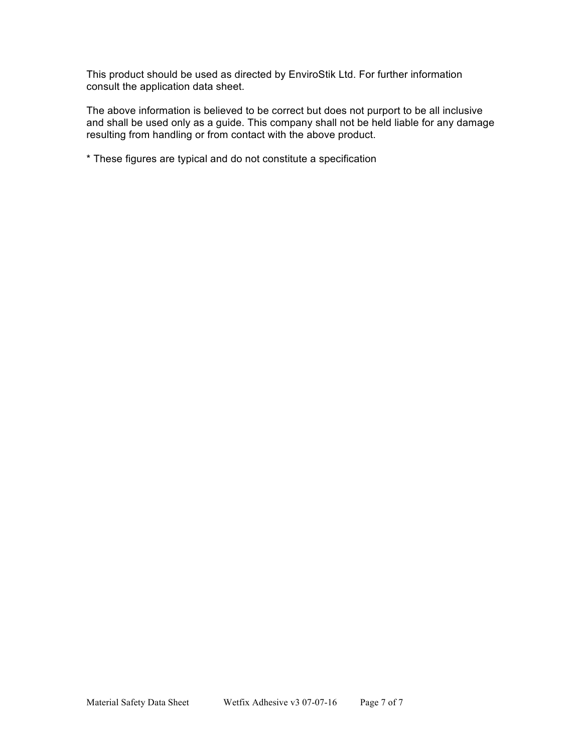This product should be used as directed by EnviroStik Ltd. For further information consult the application data sheet.

The above information is believed to be correct but does not purport to be all inclusive and shall be used only as a guide. This company shall not be held liable for any damage resulting from handling or from contact with the above product.

* These figures are typical and do not constitute a specification